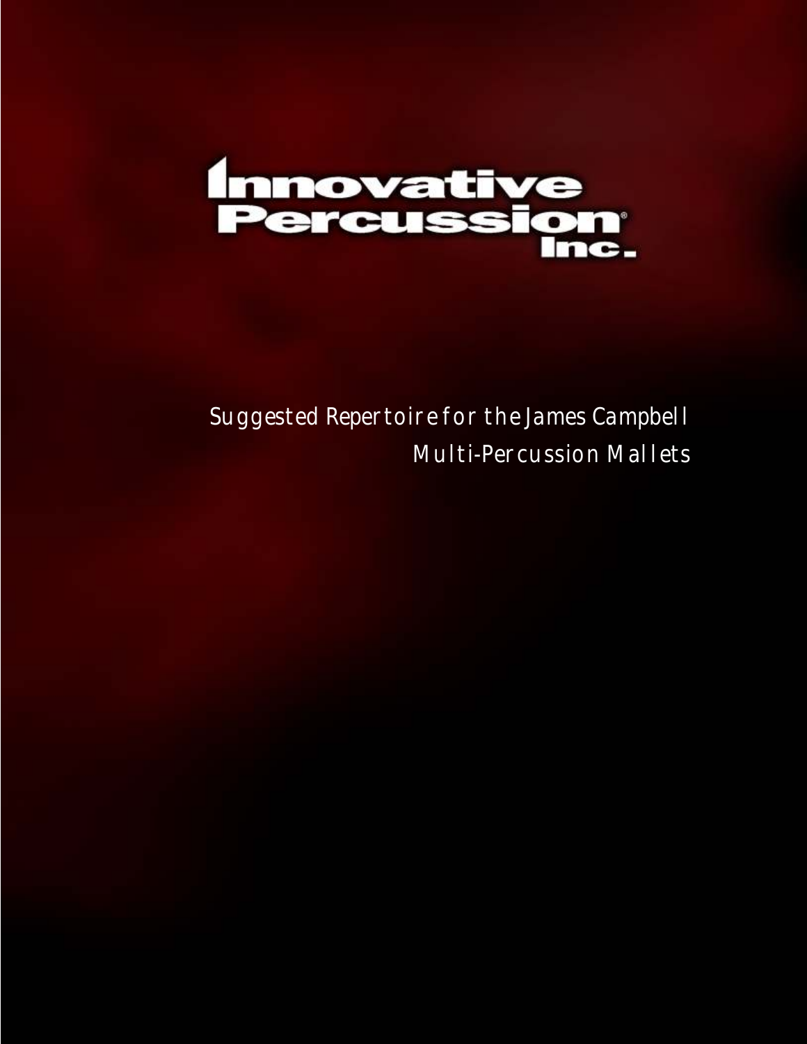# Innovative Percussion Inc.

## Suggested Repertoire for the James Campbell Multi-Percussion Mallets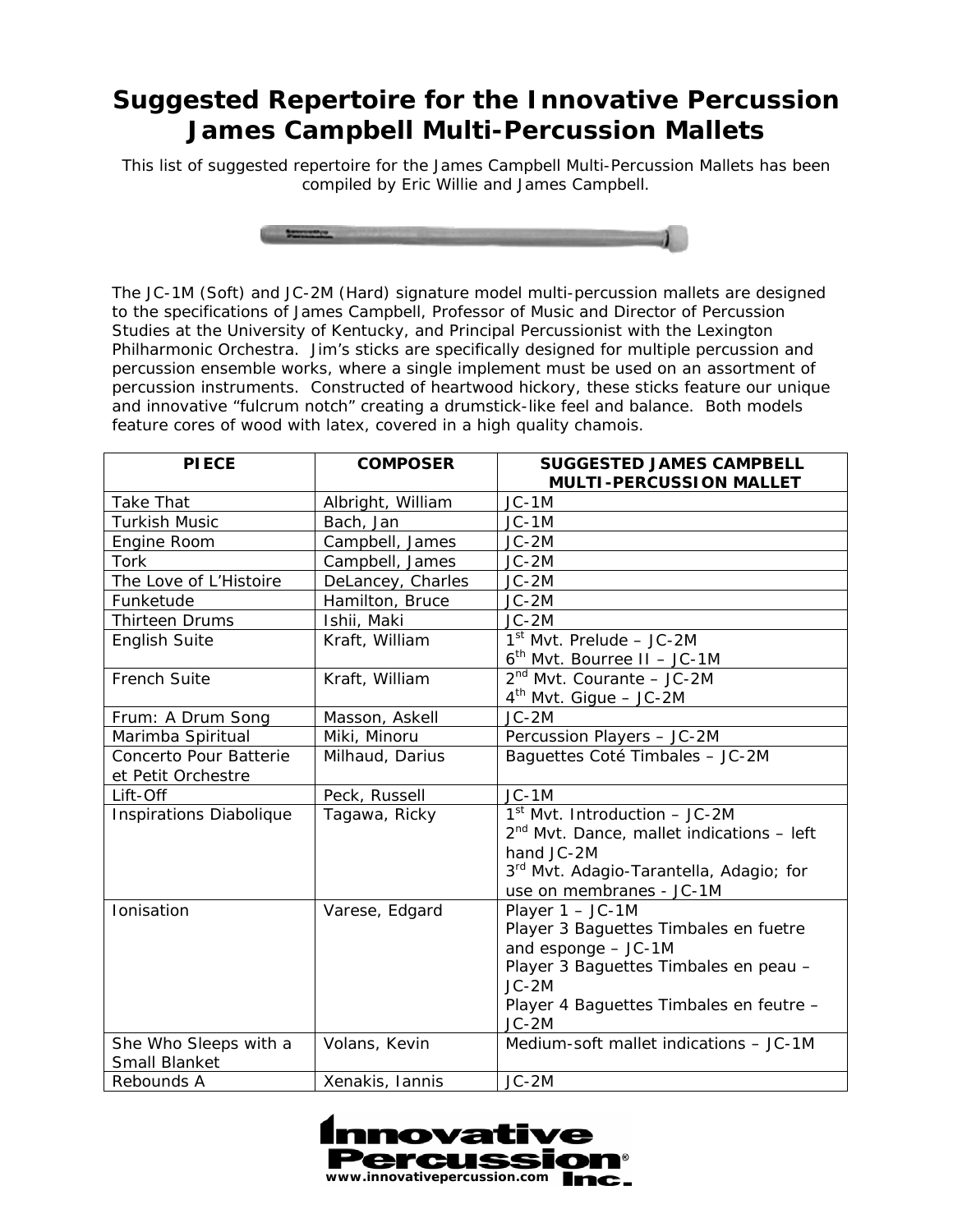# Suggested Repertoire for the Innovative Percussion James Campbell Multi-Percussion Mallets

This list of suggested repertoire for the James Campbell Multi-Percussion Mallets has been compiled by Eric Willie and James Campbell.

The JC-1M (Soft) and JC-2M (Hard) signature model multi-percussion mallets are designed to the specifications of James Campbell, Professor of Music and Director of Percussion Studies at the University of Kentucky, and Principal Percussionist with the Lexington Philharmonic Orchestra. Jim's sticks are specifically designed for multiple percussion and percussion ensemble works, where a single implement must be used on an assortment of percussion instruments. Constructed of heartwood hickory, these sticks feature our unique and innovative "fulcrum notch" creating a drumstick-like feel and balance. Both models feature cores of wood with latex, covered in a high quality chamois.

| PIECE | COMPOSER | SUGGESTED JAMES CAMPBELL MULTI-PERCUSSION MALLET |
|---|---|---|
| Take That | Albright, William | JC-1M |
| Turkish Music | Bach, Jan | JC-1M |
| Engine Room | Campbell, James | JC-2M |
| Tork | Campbell, James | JC-2M |
| The Love of L'Histoire | DeLancey, Charles | JC-2M |
| Funketude | Hamilton, Bruce | JC-2M |
| Thirteen Drums | Ishii, Maki | JC-2M |
| English Suite | Kraft, William | 1st Mvt. Prelude – JC-2M<br>6th Mvt. Bourree II – JC-1M |
| French Suite | Kraft, William | 2nd Mvt. Courante – JC-2M<br>4th Mvt. Gigue – JC-2M |
| Frum: A Drum Song | Masson, Askell | JC-2M |
| Marimba Spiritual | Miki, Minoru | Percussion Players – JC-2M |
| Concerto Pour Batterie et Petit Orchestre | Milhaud, Darius | Baguettes Coté Timbales – JC-2M |
| Lift-Off | Peck, Russell | JC-1M |
| Inspirations Diabolique | Tagawa, Ricky | 1st Mvt. Introduction – JC-2M<br>2nd Mvt. Dance, mallet indications – left hand JC-2M<br>3rd Mvt. Adagio-Tarantella, Adagio; for use on membranes - JC-1M |
| Ionisation | Varese, Edgard | Player 1 – JC-1M<br>Player 3 Baguettes Timbales en fuetre and esponge – JC-1M<br>Player 3 Baguettes Timbales en peau – JC-2M<br>Player 4 Baguettes Timbales en feutre – JC-2M |
| She Who Sleeps with a Small Blanket | Volans, Kevin | Medium-soft mallet indications – JC-1M |
| Rebounds A | Xenakis, Iannis | JC-2M |

Innovative Percussion® Inc.
www.innovativepercussion.com